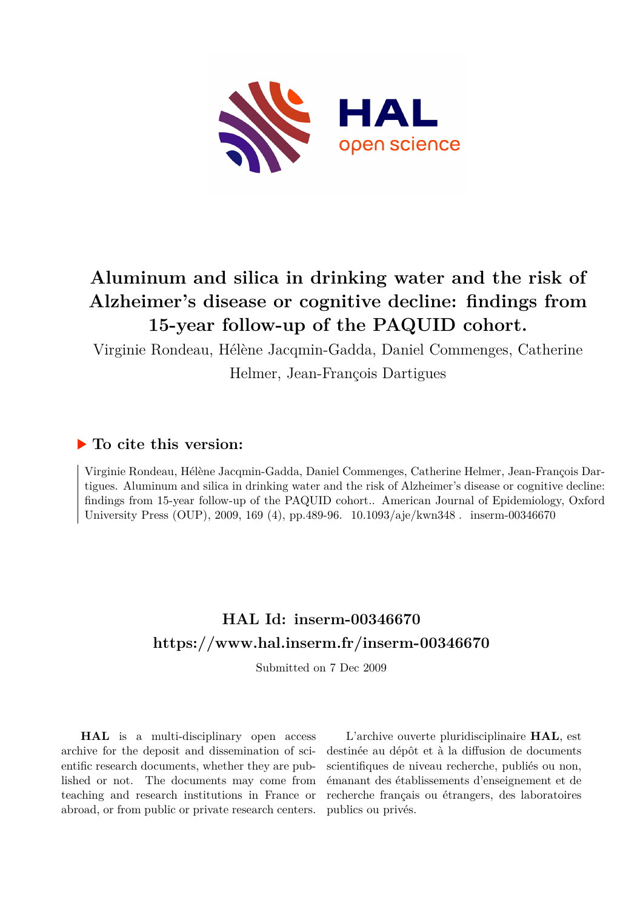# Aluminum and silica in drinking water and the risk of Alzheimer's disease or cognitive decline: findings from 15-year follow-up of the PAQUID cohort.

Virginie Rondeau, Hélène Jacqmin-Gadda, Daniel Commenges, Catherine Helmer, Jean-François Dartigues

## ▶ To cite this version:

Virginie Rondeau, Hélène Jacqmin-Gadda, Daniel Commenges, Catherine Helmer, Jean-François Dartigues. Aluminum and silica in drinking water and the risk of Alzheimer's disease or cognitive decline: findings from 15-year follow-up of the PAQUID cohort.. American Journal of Epidemiology, Oxford University Press (OUP), 2009, 169 (4), pp.489-96. 10.1093/aje/kwn348 . inserm-00346670

## HAL Id: inserm-00346670

## https://www.hal.inserm.fr/inserm-00346670

Submitted on 7 Dec 2009

**HAL** is a multi-disciplinary open access archive for the deposit and dissemination of scientific research documents, whether they are published or not. The documents may come from teaching and research institutions in France or abroad, or from public or private research centers.

L'archive ouverte pluridisciplinaire **HAL**, est destinée au dépôt et à la diffusion de documents scientifiques de niveau recherche, publiés ou non, émanant des établissements d'enseignement et de recherche français ou étrangers, des laboratoires publics ou privés.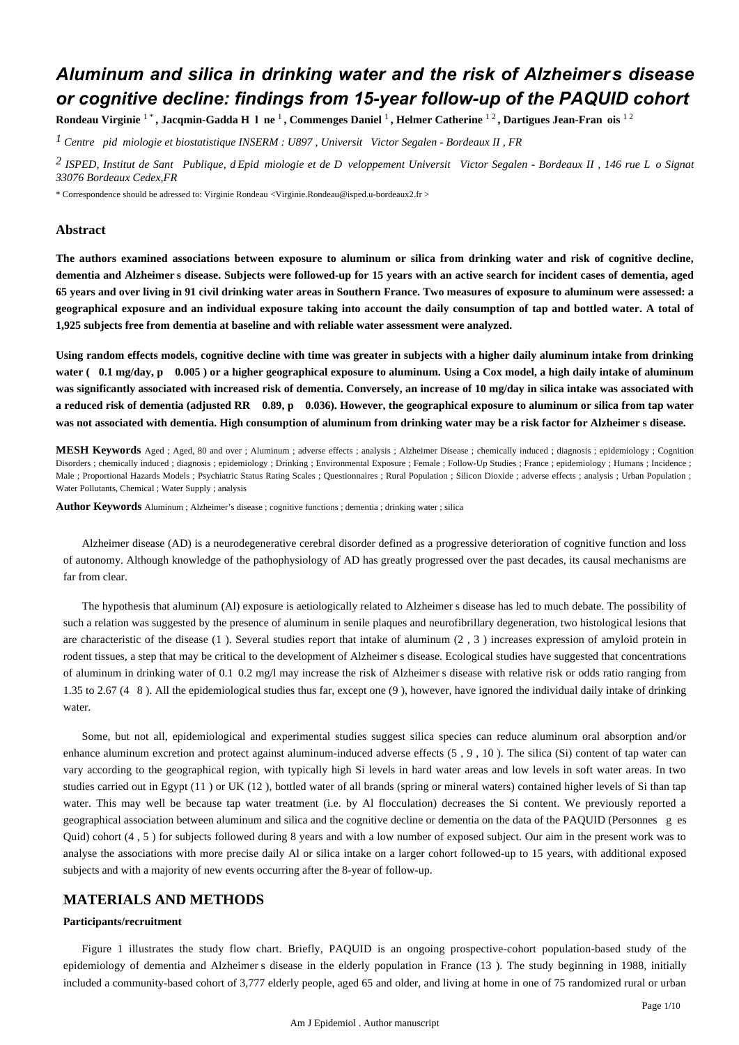# Aluminum and silica in drinking water and the risk of Alzheimer s disease or cognitive decline: findings from 15-year follow-up of the PAQUID cohort

**Rondeau Virginie** [1 *] **, Jacqmin-Gadda H l ne** [1] **, Commenges Daniel** [1] **, Helmer Catherine** [1 2] **, Dartigues Jean-Fran ois** [1 2]

[1] *Centre pid miologie et biostatistique INSERM : U897 , Universit Victor Segalen - Bordeaux II , FR*

[2] *ISPED, Institut de Sant Publique, d Epid miologie et de D veloppement Universit Victor Segalen - Bordeaux II , 146 rue L o Signat 33076 Bordeaux Cedex,FR*

\* Correspondence should be adressed to: Virginie Rondeau <Virginie.Rondeau@isped.u-bordeaux2.fr >

## Abstract

**The authors examined associations between exposure to aluminum or silica from drinking water and risk of cognitive decline, dementia and Alzheimer s disease. Subjects were followed-up for 15 years with an active search for incident cases of dementia, aged 65 years and over living in 91 civil drinking water areas in Southern France. Two measures of exposure to aluminum were assessed: a geographical exposure and an individual exposure taking into account the daily consumption of tap and bottled water. A total of 1,925 subjects free from dementia at baseline and with reliable water assessment were analyzed.**

**Using random effects models, cognitive decline with time was greater in subjects with a higher daily aluminum intake from drinking water ( 0.1 mg/day, p 0.005 ) or a higher geographical exposure to aluminum. Using a Cox model, a high daily intake of aluminum was significantly associated with increased risk of dementia. Conversely, an increase of 10 mg/day in silica intake was associated with a reduced risk of dementia (adjusted RR 0.89, p 0.036). However, the geographical exposure to aluminum or silica from tap water was not associated with dementia. High consumption of aluminum from drinking water may be a risk factor for Alzheimer s disease.**

**MESH Keywords** Aged ; Aged, 80 and over ; Aluminum ; adverse effects ; analysis ; Alzheimer Disease ; chemically induced ; diagnosis ; epidemiology ; Cognition Disorders ; chemically induced ; diagnosis ; epidemiology ; Drinking ; Environmental Exposure ; Female ; Follow-Up Studies ; France ; epidemiology ; Humans ; Incidence ; Male ; Proportional Hazards Models ; Psychiatric Status Rating Scales ; Questionnaires ; Rural Population ; Silicon Dioxide ; adverse effects ; analysis ; Urban Population ; Water Pollutants, Chemical ; Water Supply ; analysis

**Author Keywords** Aluminum ; Alzheimer's disease ; cognitive functions ; dementia ; drinking water ; silica

Alzheimer disease (AD) is a neurodegenerative cerebral disorder defined as a progressive deterioration of cognitive function and loss of autonomy. Although knowledge of the pathophysiology of AD has greatly progressed over the past decades, its causal mechanisms are far from clear.

The hypothesis that aluminum (Al) exposure is aetiologically related to Alzheimer s disease has led to much debate. The possibility of such a relation was suggested by the presence of aluminum in senile plaques and neurofibrillary degeneration, two histological lesions that are characteristic of the disease (1 ). Several studies report that intake of aluminum (2 , 3 ) increases expression of amyloid protein in rodent tissues, a step that may be critical to the development of Alzheimer s disease. Ecological studies have suggested that concentrations of aluminum in drinking water of 0.1 0.2 mg/l may increase the risk of Alzheimer s disease with relative risk or odds ratio ranging from 1.35 to 2.67 (4 8 ). All the epidemiological studies thus far, except one (9 ), however, have ignored the individual daily intake of drinking water.

Some, but not all, epidemiological and experimental studies suggest silica species can reduce aluminum oral absorption and/or enhance aluminum excretion and protect against aluminum-induced adverse effects (5 , 9 , 10 ). The silica (Si) content of tap water can vary according to the geographical region, with typically high Si levels in hard water areas and low levels in soft water areas. In two studies carried out in Egypt (11 ) or UK (12 ), bottled water of all brands (spring or mineral waters) contained higher levels of Si than tap water. This may well be because tap water treatment (i.e. by Al flocculation) decreases the Si content. We previously reported a geographical association between aluminum and silica and the cognitive decline or dementia on the data of the PAQUID (Personnes g es Quid) cohort (4 , 5 ) for subjects followed during 8 years and with a low number of exposed subject. Our aim in the present work was to analyse the associations with more precise daily Al or silica intake on a larger cohort followed-up to 15 years, with additional exposed subjects and with a majority of new events occurring after the 8-year of follow-up.

## MATERIALS AND METHODS

### Participants/recruitment

Figure 1 illustrates the study flow chart. Briefly, PAQUID is an ongoing prospective-cohort population-based study of the epidemiology of dementia and Alzheimer s disease in the elderly population in France (13 ). The study beginning in 1988, initially included a community-based cohort of 3,777 elderly people, aged 65 and older, and living at home in one of 75 randomized rural or urban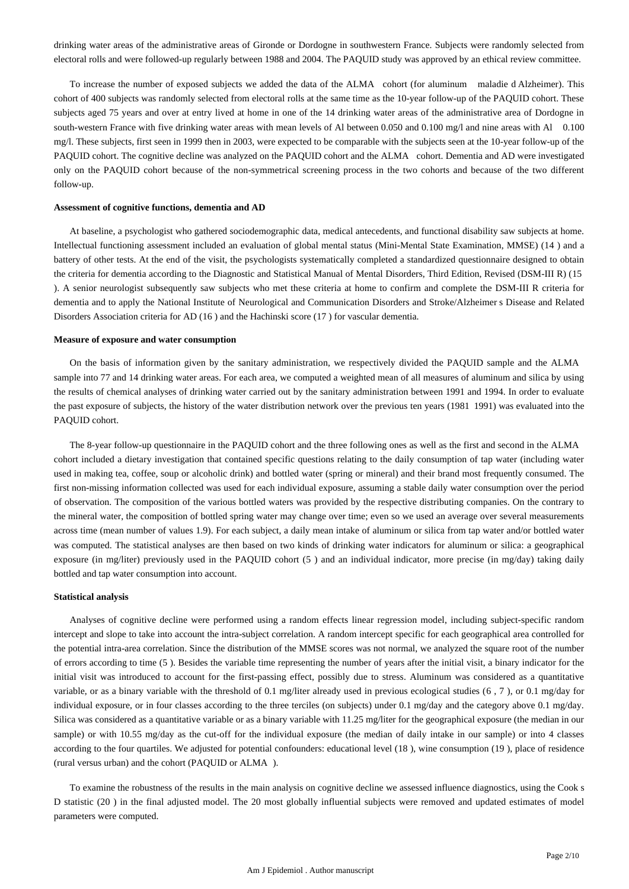drinking water areas of the administrative areas of Gironde or Dordogne in southwestern France. Subjects were randomly selected from electoral rolls and were followed-up regularly between 1988 and 2004. The PAQUID study was approved by an ethical review committee.

To increase the number of exposed subjects we added the data of the ALMA cohort (for aluminum maladie d Alzheimer). This cohort of 400 subjects was randomly selected from electoral rolls at the same time as the 10-year follow-up of the PAQUID cohort. These subjects aged 75 years and over at entry lived at home in one of the 14 drinking water areas of the administrative area of Dordogne in south-western France with five drinking water areas with mean levels of Al between 0.050 and 0.100 mg/l and nine areas with Al 0.100 mg/l. These subjects, first seen in 1999 then in 2003, were expected to be comparable with the subjects seen at the 10-year follow-up of the PAQUID cohort. The cognitive decline was analyzed on the PAQUID cohort and the ALMA cohort. Dementia and AD were investigated only on the PAQUID cohort because of the non-symmetrical screening process in the two cohorts and because of the two different follow-up.

#### Assessment of cognitive functions, dementia and AD

At baseline, a psychologist who gathered sociodemographic data, medical antecedents, and functional disability saw subjects at home. Intellectual functioning assessment included an evaluation of global mental status (Mini-Mental State Examination, MMSE) (14 ) and a battery of other tests. At the end of the visit, the psychologists systematically completed a standardized questionnaire designed to obtain the criteria for dementia according to the Diagnostic and Statistical Manual of Mental Disorders, Third Edition, Revised (DSM-III R) (15 ). A senior neurologist subsequently saw subjects who met these criteria at home to confirm and complete the DSM-III R criteria for dementia and to apply the National Institute of Neurological and Communication Disorders and Stroke/Alzheimer s Disease and Related Disorders Association criteria for AD (16 ) and the Hachinski score (17 ) for vascular dementia.

#### Measure of exposure and water consumption

On the basis of information given by the sanitary administration, we respectively divided the PAQUID sample and the ALMA sample into 77 and 14 drinking water areas. For each area, we computed a weighted mean of all measures of aluminum and silica by using the results of chemical analyses of drinking water carried out by the sanitary administration between 1991 and 1994. In order to evaluate the past exposure of subjects, the history of the water distribution network over the previous ten years (1981 1991) was evaluated into the PAQUID cohort.

The 8-year follow-up questionnaire in the PAQUID cohort and the three following ones as well as the first and second in the ALMA cohort included a dietary investigation that contained specific questions relating to the daily consumption of tap water (including water used in making tea, coffee, soup or alcoholic drink) and bottled water (spring or mineral) and their brand most frequently consumed. The first non-missing information collected was used for each individual exposure, assuming a stable daily water consumption over the period of observation. The composition of the various bottled waters was provided by the respective distributing companies. On the contrary to the mineral water, the composition of bottled spring water may change over time; even so we used an average over several measurements across time (mean number of values 1.9). For each subject, a daily mean intake of aluminum or silica from tap water and/or bottled water was computed. The statistical analyses are then based on two kinds of drinking water indicators for aluminum or silica: a geographical exposure (in mg/liter) previously used in the PAQUID cohort (5 ) and an individual indicator, more precise (in mg/day) taking daily bottled and tap water consumption into account.

#### Statistical analysis

Analyses of cognitive decline were performed using a random effects linear regression model, including subject-specific random intercept and slope to take into account the intra-subject correlation. A random intercept specific for each geographical area controlled for the potential intra-area correlation. Since the distribution of the MMSE scores was not normal, we analyzed the square root of the number of errors according to time (5 ). Besides the variable time representing the number of years after the initial visit, a binary indicator for the initial visit was introduced to account for the first-passing effect, possibly due to stress. Aluminum was considered as a quantitative variable, or as a binary variable with the threshold of 0.1 mg/liter already used in previous ecological studies (6 , 7 ), or 0.1 mg/day for individual exposure, or in four classes according to the three terciles (on subjects) under 0.1 mg/day and the category above 0.1 mg/day. Silica was considered as a quantitative variable or as a binary variable with 11.25 mg/liter for the geographical exposure (the median in our sample) or with 10.55 mg/day as the cut-off for the individual exposure (the median of daily intake in our sample) or into 4 classes according to the four quartiles. We adjusted for potential confounders: educational level (18 ), wine consumption (19 ), place of residence (rural versus urban) and the cohort (PAQUID or ALMA ).

To examine the robustness of the results in the main analysis on cognitive decline we assessed influence diagnostics, using the Cook s D statistic (20 ) in the final adjusted model. The 20 most globally influential subjects were removed and updated estimates of model parameters were computed.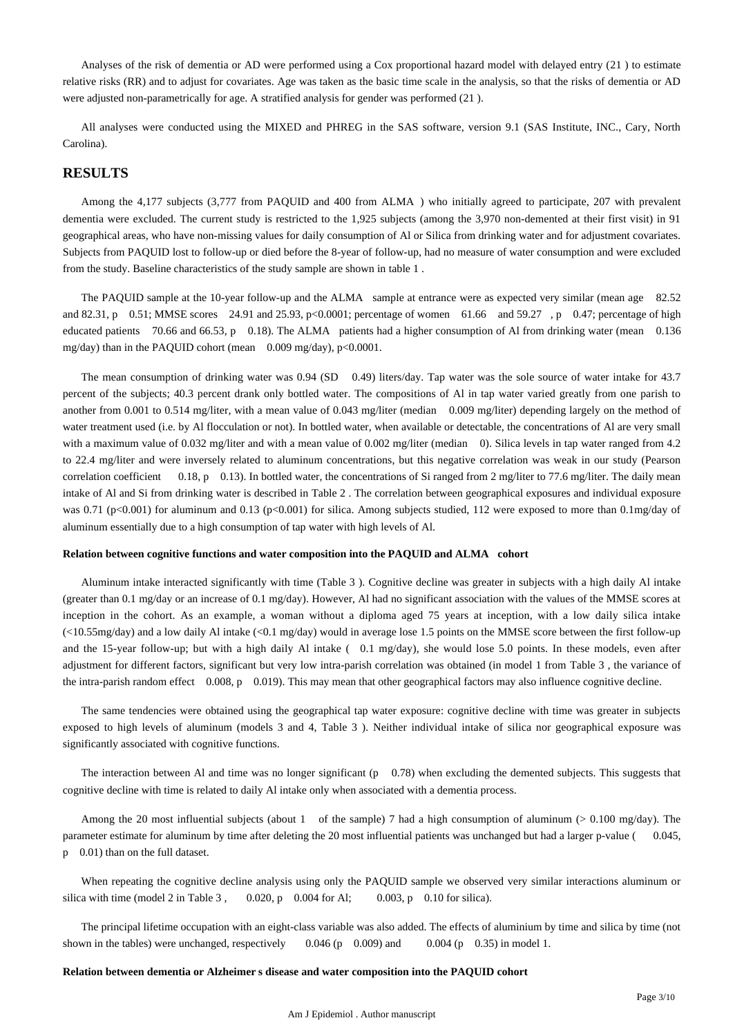Analyses of the risk of dementia or AD were performed using a Cox proportional hazard model with delayed entry (21 ) to estimate relative risks (RR) and to adjust for covariates. Age was taken as the basic time scale in the analysis, so that the risks of dementia or AD were adjusted non-parametrically for age. A stratified analysis for gender was performed (21 ).

All analyses were conducted using the MIXED and PHREG in the SAS software, version 9.1 (SAS Institute, INC., Cary, North Carolina).

## RESULTS

Among the 4,177 subjects (3,777 from PAQUID and 400 from ALMA ) who initially agreed to participate, 207 with prevalent dementia were excluded. The current study is restricted to the 1,925 subjects (among the 3,970 non-demented at their first visit) in 91 geographical areas, who have non-missing values for daily consumption of Al or Silica from drinking water and for adjustment covariates. Subjects from PAQUID lost to follow-up or died before the 8-year of follow-up, had no measure of water consumption and were excluded from the study. Baseline characteristics of the study sample are shown in table 1 .

The PAQUID sample at the 10-year follow-up and the ALMA sample at entrance were as expected very similar (mean age 82.52 and 82.31, p 0.51; MMSE scores 24.91 and 25.93, p<0.0001; percentage of women 61.66 and 59.27 , p 0.47; percentage of high educated patients 70.66 and 66.53, p 0.18). The ALMA patients had a higher consumption of Al from drinking water (mean 0.136 mg/day) than in the PAQUID cohort (mean 0.009 mg/day), p<0.0001.

The mean consumption of drinking water was 0.94 (SD 0.49) liters/day. Tap water was the sole source of water intake for 43.7 percent of the subjects; 40.3 percent drank only bottled water. The compositions of Al in tap water varied greatly from one parish to another from 0.001 to 0.514 mg/liter, with a mean value of 0.043 mg/liter (median 0.009 mg/liter) depending largely on the method of water treatment used (i.e. by Al flocculation or not). In bottled water, when available or detectable, the concentrations of Al are very small with a maximum value of 0.032 mg/liter and with a mean value of 0.002 mg/liter (median 0). Silica levels in tap water ranged from 4.2 to 22.4 mg/liter and were inversely related to aluminum concentrations, but this negative correlation was weak in our study (Pearson correlation coefficient 0.18, p 0.13). In bottled water, the concentrations of Si ranged from 2 mg/liter to 77.6 mg/liter. The daily mean intake of Al and Si from drinking water is described in Table 2 . The correlation between geographical exposures and individual exposure was 0.71 (p<0.001) for aluminum and 0.13 (p<0.001) for silica. Among subjects studied, 112 were exposed to more than 0.1mg/day of aluminum essentially due to a high consumption of tap water with high levels of Al.

#### Relation between cognitive functions and water composition into the PAQUID and ALMA cohort

Aluminum intake interacted significantly with time (Table 3 ). Cognitive decline was greater in subjects with a high daily Al intake (greater than 0.1 mg/day or an increase of 0.1 mg/day). However, Al had no significant association with the values of the MMSE scores at inception in the cohort. As an example, a woman without a diploma aged 75 years at inception, with a low daily silica intake (<10.55mg/day) and a low daily Al intake (<0.1 mg/day) would in average lose 1.5 points on the MMSE score between the first follow-up and the 15-year follow-up; but with a high daily Al intake ( 0.1 mg/day), she would lose 5.0 points. In these models, even after adjustment for different factors, significant but very low intra-parish correlation was obtained (in model 1 from Table 3 , the variance of the intra-parish random effect 0.008, p 0.019). This may mean that other geographical factors may also influence cognitive decline.

The same tendencies were obtained using the geographical tap water exposure: cognitive decline with time was greater in subjects exposed to high levels of aluminum (models 3 and 4, Table 3 ). Neither individual intake of silica nor geographical exposure was significantly associated with cognitive functions.

The interaction between Al and time was no longer significant (p 0.78) when excluding the demented subjects. This suggests that cognitive decline with time is related to daily Al intake only when associated with a dementia process.

Among the 20 most influential subjects (about 1 of the sample) 7 had a high consumption of aluminum (> 0.100 mg/day). The parameter estimate for aluminum by time after deleting the 20 most influential patients was unchanged but had a larger p-value ( 0.045, p 0.01) than on the full dataset.

When repeating the cognitive decline analysis using only the PAQUID sample we observed very similar interactions aluminum or silica with time (model 2 in Table 3 , 0.020, p 0.004 for Al; 0.003, p 0.10 for silica).

The principal lifetime occupation with an eight-class variable was also added. The effects of aluminium by time and silica by time (not shown in the tables) were unchanged, respectively 0.046 (p 0.009) and 0.004 (p 0.35) in model 1.

#### Relation between dementia or Alzheimer s disease and water composition into the PAQUID cohort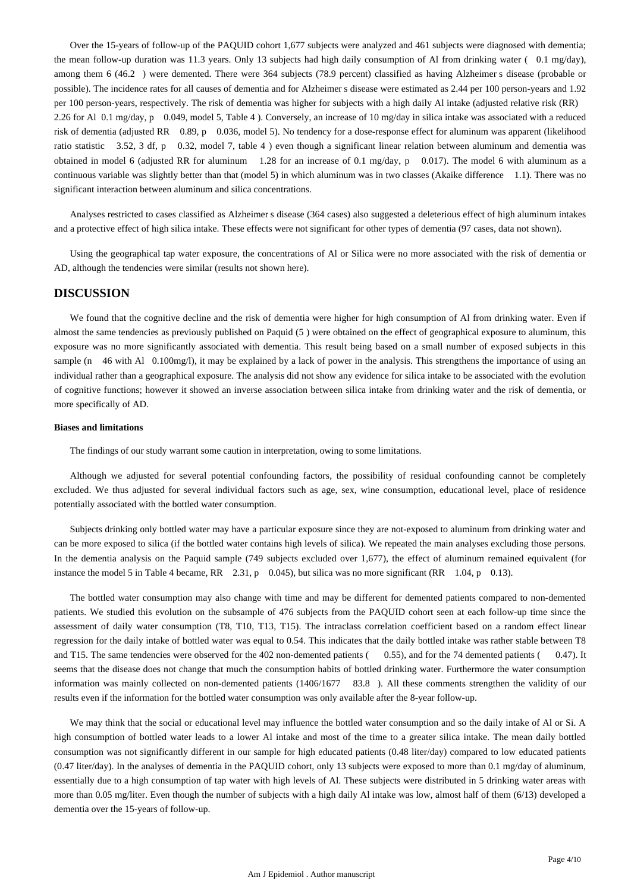Over the 15-years of follow-up of the PAQUID cohort 1,677 subjects were analyzed and 461 subjects were diagnosed with dementia; the mean follow-up duration was 11.3 years. Only 13 subjects had high daily consumption of Al from drinking water ( 0.1 mg/day), among them 6 (46.2 ) were demented. There were 364 subjects (78.9 percent) classified as having Alzheimer s disease (probable or possible). The incidence rates for all causes of dementia and for Alzheimer s disease were estimated as 2.44 per 100 person-years and 1.92 per 100 person-years, respectively. The risk of dementia was higher for subjects with a high daily Al intake (adjusted relative risk (RR) 2.26 for Al 0.1 mg/day, p 0.049, model 5, Table 4 ). Conversely, an increase of 10 mg/day in silica intake was associated with a reduced risk of dementia (adjusted RR 0.89, p 0.036, model 5). No tendency for a dose-response effect for aluminum was apparent (likelihood ratio statistic 3.52, 3 df, p 0.32, model 7, table 4 ) even though a significant linear relation between aluminum and dementia was obtained in model 6 (adjusted RR for aluminum 1.28 for an increase of 0.1 mg/day, p 0.017). The model 6 with aluminum as a continuous variable was slightly better than that (model 5) in which aluminum was in two classes (Akaike difference 1.1). There was no significant interaction between aluminum and silica concentrations.

Analyses restricted to cases classified as Alzheimer s disease (364 cases) also suggested a deleterious effect of high aluminum intakes and a protective effect of high silica intake. These effects were not significant for other types of dementia (97 cases, data not shown).

Using the geographical tap water exposure, the concentrations of Al or Silica were no more associated with the risk of dementia or AD, although the tendencies were similar (results not shown here).

## DISCUSSION

We found that the cognitive decline and the risk of dementia were higher for high consumption of Al from drinking water. Even if almost the same tendencies as previously published on Paquid (5 ) were obtained on the effect of geographical exposure to aluminum, this exposure was no more significantly associated with dementia. This result being based on a small number of exposed subjects in this sample (n 46 with Al 0.100mg/l), it may be explained by a lack of power in the analysis. This strengthens the importance of using an individual rather than a geographical exposure. The analysis did not show any evidence for silica intake to be associated with the evolution of cognitive functions; however it showed an inverse association between silica intake from drinking water and the risk of dementia, or more specifically of AD.

### Biases and limitations

The findings of our study warrant some caution in interpretation, owing to some limitations.

Although we adjusted for several potential confounding factors, the possibility of residual confounding cannot be completely excluded. We thus adjusted for several individual factors such as age, sex, wine consumption, educational level, place of residence potentially associated with the bottled water consumption.

Subjects drinking only bottled water may have a particular exposure since they are not-exposed to aluminum from drinking water and can be more exposed to silica (if the bottled water contains high levels of silica). We repeated the main analyses excluding those persons. In the dementia analysis on the Paquid sample (749 subjects excluded over 1,677), the effect of aluminum remained equivalent (for instance the model 5 in Table 4 became, RR 2.31, p 0.045), but silica was no more significant (RR 1.04, p 0.13).

The bottled water consumption may also change with time and may be different for demented patients compared to non-demented patients. We studied this evolution on the subsample of 476 subjects from the PAQUID cohort seen at each follow-up time since the assessment of daily water consumption (T8, T10, T13, T15). The intraclass correlation coefficient based on a random effect linear regression for the daily intake of bottled water was equal to 0.54. This indicates that the daily bottled intake was rather stable between T8 and T15. The same tendencies were observed for the 402 non-demented patients ( 0.55), and for the 74 demented patients ( 0.47). It seems that the disease does not change that much the consumption habits of bottled drinking water. Furthermore the water consumption information was mainly collected on non-demented patients (1406/1677 83.8 ). All these comments strengthen the validity of our results even if the information for the bottled water consumption was only available after the 8-year follow-up.

We may think that the social or educational level may influence the bottled water consumption and so the daily intake of Al or Si. A high consumption of bottled water leads to a lower Al intake and most of the time to a greater silica intake. The mean daily bottled consumption was not significantly different in our sample for high educated patients (0.48 liter/day) compared to low educated patients (0.47 liter/day). In the analyses of dementia in the PAQUID cohort, only 13 subjects were exposed to more than 0.1 mg/day of aluminum, essentially due to a high consumption of tap water with high levels of Al. These subjects were distributed in 5 drinking water areas with more than 0.05 mg/liter. Even though the number of subjects with a high daily Al intake was low, almost half of them (6/13) developed a dementia over the 15-years of follow-up.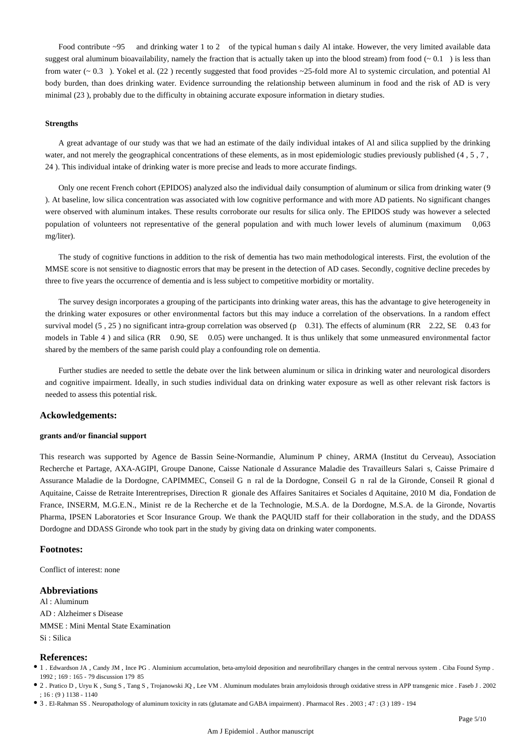Food contribute ~95 and drinking water 1 to 2 of the typical human s daily Al intake. However, the very limited available data suggest oral aluminum bioavailability, namely the fraction that is actually taken up into the blood stream) from food (~ 0.1 ) is less than from water (~ 0.3 ). Yokel et al. (22 ) recently suggested that food provides ~25-fold more Al to systemic circulation, and potential Al body burden, than does drinking water. Evidence surrounding the relationship between aluminum in food and the risk of AD is very minimal (23 ), probably due to the difficulty in obtaining accurate exposure information in dietary studies.

#### Strengths

A great advantage of our study was that we had an estimate of the daily individual intakes of Al and silica supplied by the drinking water, and not merely the geographical concentrations of these elements, as in most epidemiologic studies previously published (4 , 5 , 7 , 24 ). This individual intake of drinking water is more precise and leads to more accurate findings.

Only one recent French cohort (EPIDOS) analyzed also the individual daily consumption of aluminum or silica from drinking water (9 ). At baseline, low silica concentration was associated with low cognitive performance and with more AD patients. No significant changes were observed with aluminum intakes. These results corroborate our results for silica only. The EPIDOS study was however a selected population of volunteers not representative of the general population and with much lower levels of aluminum (maximum 0,063 mg/liter).

The study of cognitive functions in addition to the risk of dementia has two main methodological interests. First, the evolution of the MMSE score is not sensitive to diagnostic errors that may be present in the detection of AD cases. Secondly, cognitive decline precedes by three to five years the occurrence of dementia and is less subject to competitive morbidity or mortality.

The survey design incorporates a grouping of the participants into drinking water areas, this has the advantage to give heterogeneity in the drinking water exposures or other environmental factors but this may induce a correlation of the observations. In a random effect survival model (5 , 25 ) no significant intra-group correlation was observed (p 0.31). The effects of aluminum (RR 2.22, SE 0.43 for models in Table 4 ) and silica (RR 0.90, SE 0.05) were unchanged. It is thus unlikely that some unmeasured environmental factor shared by the members of the same parish could play a confounding role on dementia.

Further studies are needed to settle the debate over the link between aluminum or silica in drinking water and neurological disorders and cognitive impairment. Ideally, in such studies individual data on drinking water exposure as well as other relevant risk factors is needed to assess this potential risk.

### Ackowledgements:

#### grants and/or financial support

This research was supported by Agence de Bassin Seine-Normandie, Aluminum P chiney, ARMA (Institut du Cerveau), Association Recherche et Partage, AXA-AGIPI, Groupe Danone, Caisse Nationale d Assurance Maladie des Travailleurs Salari s, Caisse Primaire d Assurance Maladie de la Dordogne, CAPIMMEC, Conseil G n ral de la Dordogne, Conseil G n ral de la Gironde, Conseil R gional d Aquitaine, Caisse de Retraite Interentreprises, Direction R gionale des Affaires Sanitaires et Sociales d Aquitaine, 2010 M dia, Fondation de France, INSERM, M.G.E.N., Minist re de la Recherche et de la Technologie, M.S.A. de la Dordogne, M.S.A. de la Gironde, Novartis Pharma, IPSEN Laboratories et Scor Insurance Group. We thank the PAQUID staff for their collaboration in the study, and the DDASS Dordogne and DDASS Gironde who took part in the study by giving data on drinking water components.

### Footnotes:

Conflict of interest: none

### Abbreviations

Al : Aluminum
AD : Alzheimer s Disease
MMSE : Mini Mental State Examination
Si : Silica

### References:

- 1 . Edwardson JA , Candy JM , Ince PG . Aluminium accumulation, beta-amyloid deposition and neurofibrillary changes in the central nervous system . Ciba Found Symp . 1992 ; 169 : 165 - 79 discussion 179 85
- 2 . Pratico D , Uryu K , Sung S , Tang S , Trojanowski JQ , Lee VM . Aluminum modulates brain amyloidosis through oxidative stress in APP transgenic mice . Faseb J . 2002 ; 16 : (9 ) 1138 - 1140
- 3 . El-Rahman SS . Neuropathology of aluminum toxicity in rats (glutamate and GABA impairment) . Pharmacol Res . 2003 ; 47 : (3 ) 189 - 194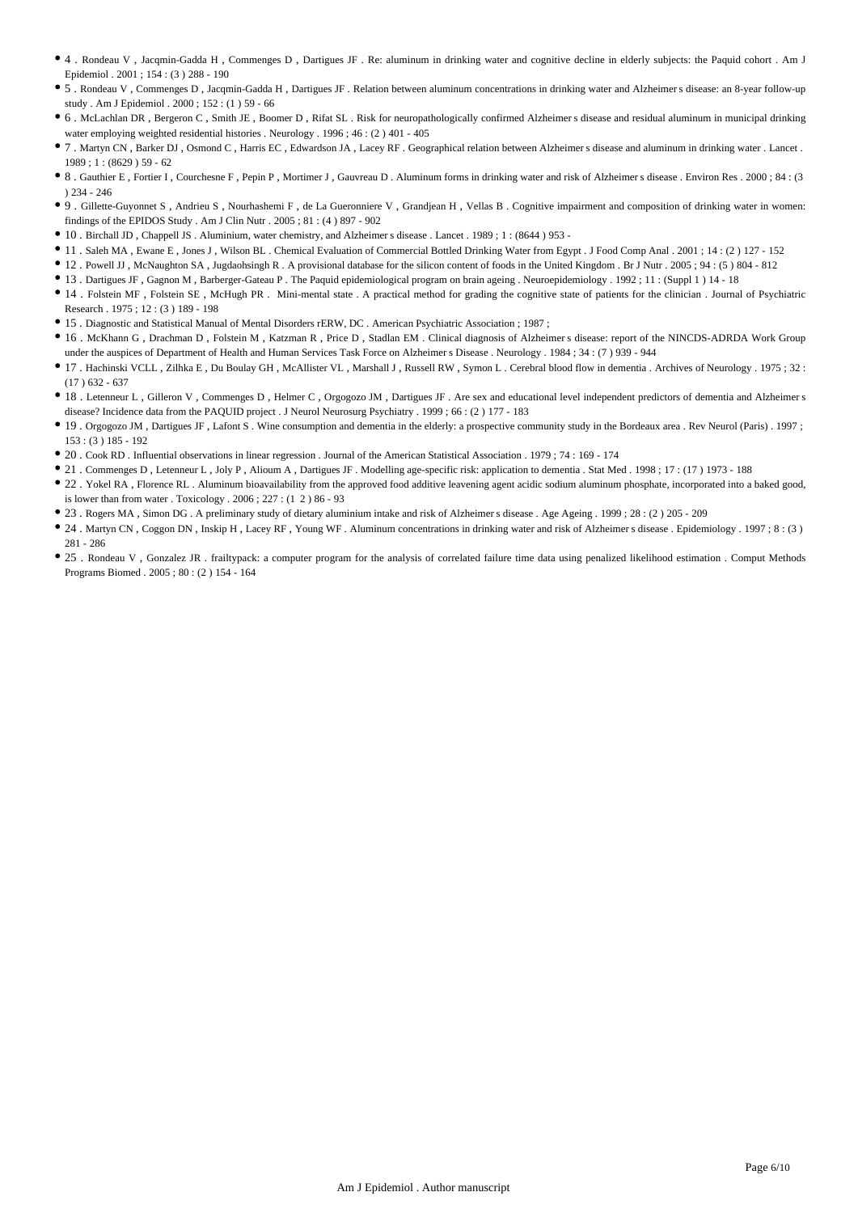- 4 . Rondeau V , Jacqmin-Gadda H , Commenges D , Dartigues JF . Re: aluminum in drinking water and cognitive decline in elderly subjects: the Paquid cohort . Am J Epidemiol . 2001 ; 154 : (3 ) 288 - 190
- 5 . Rondeau V , Commenges D , Jacqmin-Gadda H , Dartigues JF . Relation between aluminum concentrations in drinking water and Alzheimer s disease: an 8-year follow-up study . Am J Epidemiol . 2000 ; 152 : (1 ) 59 - 66
- 6 . McLachlan DR , Bergeron C , Smith JE , Boomer D , Rifat SL . Risk for neuropathologically confirmed Alzheimer s disease and residual aluminum in municipal drinking water employing weighted residential histories . Neurology . 1996 ; 46 : (2 ) 401 - 405
- 7 . Martyn CN , Barker DJ , Osmond C , Harris EC , Edwardson JA , Lacey RF . Geographical relation between Alzheimer s disease and aluminum in drinking water . Lancet . 1989 ; 1 : (8629 ) 59 - 62
- 8 . Gauthier E , Fortier I , Courchesne F , Pepin P , Mortimer J , Gauvreau D . Aluminum forms in drinking water and risk of Alzheimer s disease . Environ Res . 2000 ; 84 : (3 ) 234 - 246
- 9 . Gillette-Guyonnet S , Andrieu S , Nourhashemi F , de La Gueronniere V , Grandjean H , Vellas B . Cognitive impairment and composition of drinking water in women: findings of the EPIDOS Study . Am J Clin Nutr . 2005 ; 81 : (4 ) 897 - 902
- 10 . Birchall JD , Chappell JS . Aluminium, water chemistry, and Alzheimer s disease . Lancet . 1989 ; 1 : (8644 ) 953 -
- 11 . Saleh MA , Ewane E , Jones J , Wilson BL . Chemical Evaluation of Commercial Bottled Drinking Water from Egypt . J Food Comp Anal . 2001 ; 14 : (2 ) 127 - 152
- 12 . Powell JJ , McNaughton SA , Jugdaohsingh R . A provisional database for the silicon content of foods in the United Kingdom . Br J Nutr . 2005 ; 94 : (5 ) 804 - 812
- 13 . Dartigues JF , Gagnon M , Barberger-Gateau P . The Paquid epidemiological program on brain ageing . Neuroepidemiology . 1992 ; 11 : (Suppl 1 ) 14 - 18
- 14 . Folstein MF , Folstein SE , McHugh PR . Mini-mental state . A practical method for grading the cognitive state of patients for the clinician . Journal of Psychiatric Research . 1975 ; 12 : (3 ) 189 - 198
- 15 . Diagnostic and Statistical Manual of Mental Disorders rERW, DC . American Psychiatric Association ; 1987 ;
- 16 . McKhann G , Drachman D , Folstein M , Katzman R , Price D , Stadlan EM . Clinical diagnosis of Alzheimer s disease: report of the NINCDS-ADRDA Work Group under the auspices of Department of Health and Human Services Task Force on Alzheimer s Disease . Neurology . 1984 ; 34 : (7 ) 939 - 944
- 17 . Hachinski VCLL , Zilhka E , Du Boulay GH , McAllister VL , Marshall J , Russell RW , Symon L . Cerebral blood flow in dementia . Archives of Neurology . 1975 ; 32 : (17 ) 632 - 637
- 18 . Letenneur L , Gilleron V , Commenges D , Helmer C , Orgogozo JM , Dartigues JF . Are sex and educational level independent predictors of dementia and Alzheimer s disease? Incidence data from the PAQUID project . J Neurol Neurosurg Psychiatry . 1999 ; 66 : (2 ) 177 - 183
- 19 . Orgogozo JM , Dartigues JF , Lafont S . Wine consumption and dementia in the elderly: a prospective community study in the Bordeaux area . Rev Neurol (Paris) . 1997 ; 153 : (3 ) 185 - 192
- 20 . Cook RD . Influential observations in linear regression . Journal of the American Statistical Association . 1979 ; 74 : 169 - 174
- 21 . Commenges D , Letenneur L , Joly P , Alioum A , Dartigues JF . Modelling age-specific risk: application to dementia . Stat Med . 1998 ; 17 : (17 ) 1973 - 188
- 22 . Yokel RA , Florence RL . Aluminum bioavailability from the approved food additive leavening agent acidic sodium aluminum phosphate, incorporated into a baked good, is lower than from water . Toxicology . 2006 ; 227 : (1 2 ) 86 - 93
- 23 . Rogers MA , Simon DG . A preliminary study of dietary aluminium intake and risk of Alzheimer s disease . Age Ageing . 1999 ; 28 : (2 ) 205 - 209
- 24 . Martyn CN , Coggon DN , Inskip H , Lacey RF , Young WF . Aluminum concentrations in drinking water and risk of Alzheimer s disease . Epidemiology . 1997 ; 8 : (3 ) 281 - 286
- 25 . Rondeau V , Gonzalez JR . frailtypack: a computer program for the analysis of correlated failure time data using penalized likelihood estimation . Comput Methods Programs Biomed . 2005 ; 80 : (2 ) 154 - 164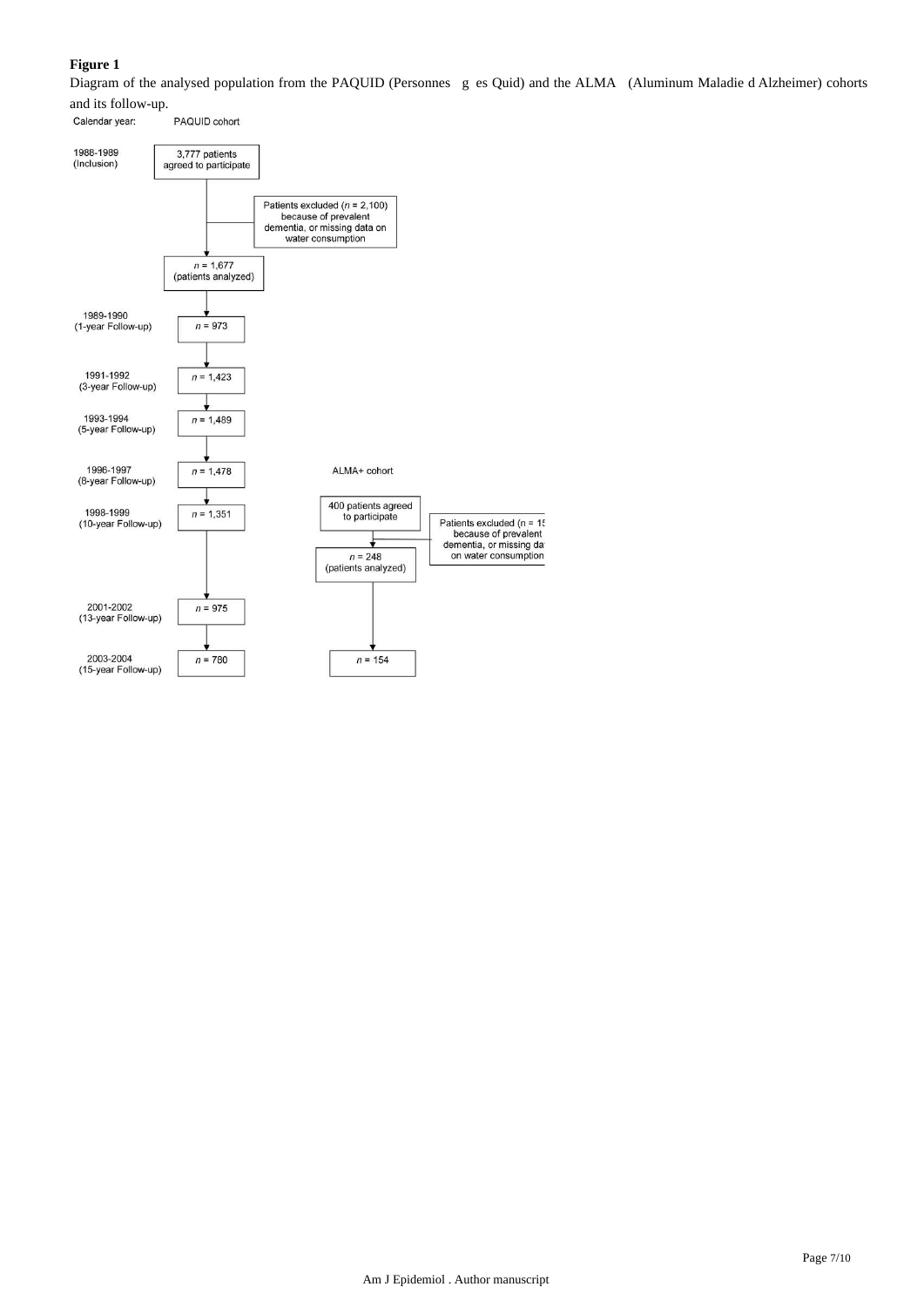**Figure 1**

Diagram of the analysed population from the PAQUID (Personnes g es Quid) and the ALMA (Aluminum Maladie d Alzheimer) cohorts and its follow-up.

Calendar year: PAQUID cohort

1988-1989 (Inclusion): 3,777 patients agreed to participate

Patients excluded ($n$ = 2,100) because of prevalent dementia, or missing data on water consumption

$n$ = 1,677 (patients analyzed)

1989-1990 (1-year Follow-up): $n$ = 973

1991-1992 (3-year Follow-up): $n$ = 1,423

1993-1994 (5-year Follow-up): $n$ = 1,489

1996-1997 (8-year Follow-up): $n$ = 1,478

1998-1999 (10-year Follow-up): $n$ = 1,351

2001-2002 (13-year Follow-up): $n$ = 975

2003-2004 (15-year Follow-up): $n$ = 780

ALMA+ cohort

400 patients agreed to participate

Patients excluded (n = 15 because of prevalent dementia, or missing da on water consumption

$n$ = 248 (patients analyzed)

$n$ = 154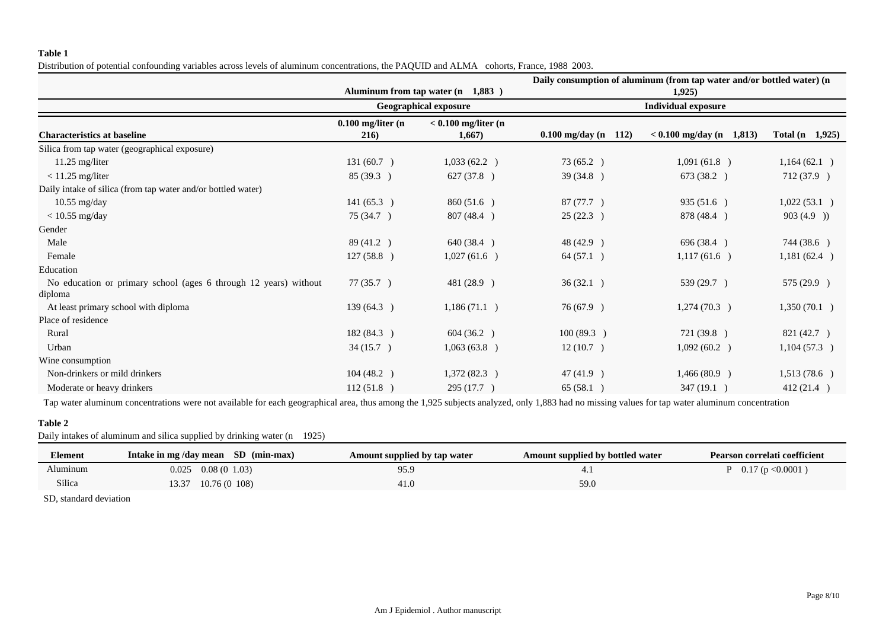**Table 1**

Distribution of potential confounding variables across levels of aluminum concentrations, the PAQUID and ALMA cohorts, France, 1988 2003.

| | Aluminum from tap water (n 1,883 ) | | Daily consumption of aluminum (from tap water and/or bottled water) (n 1,925) | | |
|---|---|---|---|---|---|
| | Geographical exposure | | Individual exposure | | |
| **Characteristics at baseline** | **0.100 mg/liter (n 216)** | **< 0.100 mg/liter (n 1,667)** | **0.100 mg/day (n 112)** | **< 0.100 mg/day (n 1,813)** | **Total (n 1,925)** |
| Silica from tap water (geographical exposure) | | | | | |
| 11.25 mg/liter | 131 (60.7 ) | 1,033 (62.2 ) | 73 (65.2 ) | 1,091 (61.8 ) | 1,164 (62.1 ) |
| < 11.25 mg/liter | 85 (39.3 ) | 627 (37.8 ) | 39 (34.8 ) | 673 (38.2 ) | 712 (37.9 ) |
| Daily intake of silica (from tap water and/or bottled water) | | | | | |
| 10.55 mg/day | 141 (65.3 ) | 860 (51.6 ) | 87 (77.7 ) | 935 (51.6 ) | 1,022 (53.1 ) |
| < 10.55 mg/day | 75 (34.7 ) | 807 (48.4 ) | 25 (22.3 ) | 878 (48.4 ) | 903 (4.9 )) |
| Gender | | | | | |
| Male | 89 (41.2 ) | 640 (38.4 ) | 48 (42.9 ) | 696 (38.4 ) | 744 (38.6 ) |
| Female | 127 (58.8 ) | 1,027 (61.6 ) | 64 (57.1 ) | 1,117 (61.6 ) | 1,181 (62.4 ) |
| Education | | | | | |
| No education or primary school (ages 6 through 12 years) without diploma | 77 (35.7 ) | 481 (28.9 ) | 36 (32.1 ) | 539 (29.7 ) | 575 (29.9 ) |
| At least primary school with diploma | 139 (64.3 ) | 1,186 (71.1 ) | 76 (67.9 ) | 1,274 (70.3 ) | 1,350 (70.1 ) |
| Place of residence | | | | | |
| Rural | 182 (84.3 ) | 604 (36.2 ) | 100 (89.3 ) | 721 (39.8 ) | 821 (42.7 ) |
| Urban | 34 (15.7 ) | 1,063 (63.8 ) | 12 (10.7 ) | 1,092 (60.2 ) | 1,104 (57.3 ) |
| Wine consumption | | | | | |
| Non-drinkers or mild drinkers | 104 (48.2 ) | 1,372 (82.3 ) | 47 (41.9 ) | 1,466 (80.9 ) | 1,513 (78.6 ) |
| Moderate or heavy drinkers | 112 (51.8 ) | 295 (17.7 ) | 65 (58.1 ) | 347 (19.1 ) | 412 (21.4 ) |

Tap water aluminum concentrations were not available for each geographical area, thus among the 1,925 subjects analyzed, only 1,883 had no missing values for tap water aluminum concentration

**Table 2**

Daily intakes of aluminum and silica supplied by drinking water (n 1925)

| Element | Intake in mg /day mean SD (min-max) | Amount supplied by tap water | Amount supplied by bottled water | Pearson correlati coefficient |
|---|---|---|---|---|
| Aluminum | 0.025 0.08 (0 1.03) | 95.9 | 4.1 | P 0.17 (p <0.0001 ) |
| Silica | 13.37 10.76 (0 108) | 41.0 | 59.0 | |

SD, standard deviation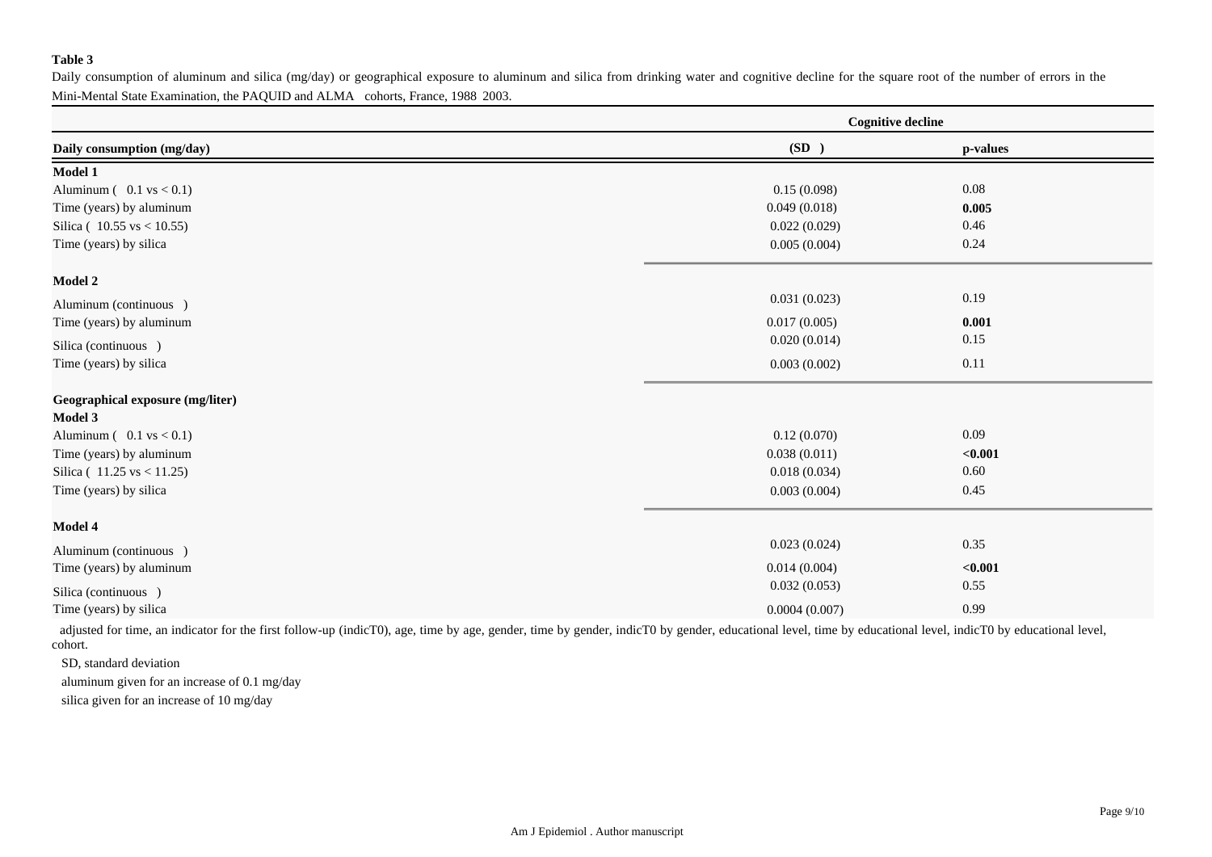**Table 3**

Daily consumption of aluminum and silica (mg/day) or geographical exposure to aluminum and silica from drinking water and cognitive decline for the square root of the number of errors in the Mini-Mental State Examination, the PAQUID and ALMA cohorts, France, 1988 2003.

| | Cognitive decline | |
|---|---|---|
| **Daily consumption (mg/day)** | **(SD )** | **p-values** |
| **Model 1** | | |
| Aluminum ( 0.1 vs < 0.1) | 0.15 (0.098) | 0.08 |
| Time (years) by aluminum | 0.049 (0.018) | **0.005** |
| Silica ( 10.55 vs < 10.55) | 0.022 (0.029) | 0.46 |
| Time (years) by silica | 0.005 (0.004) | 0.24 |
| **Model 2** | | |
| Aluminum (continuous ) | 0.031 (0.023) | 0.19 |
| Time (years) by aluminum | 0.017 (0.005) | **0.001** |
| Silica (continuous ) | 0.020 (0.014) | 0.15 |
| Time (years) by silica | 0.003 (0.002) | 0.11 |
| **Geographical exposure (mg/liter)** | | |
| **Model 3** | | |
| Aluminum ( 0.1 vs < 0.1) | 0.12 (0.070) | 0.09 |
| Time (years) by aluminum | 0.038 (0.011) | **<0.001** |
| Silica ( 11.25 vs < 11.25) | 0.018 (0.034) | 0.60 |
| Time (years) by silica | 0.003 (0.004) | 0.45 |
| **Model 4** | | |
| Aluminum (continuous ) | 0.023 (0.024) | 0.35 |
| Time (years) by aluminum | 0.014 (0.004) | **<0.001** |
| Silica (continuous ) | 0.032 (0.053) | 0.55 |
| Time (years) by silica | 0.0004 (0.007) | 0.99 |

adjusted for time, an indicator for the first follow-up (indicT0), age, time by age, gender, time by gender, indicT0 by gender, educational level, time by educational level, indicT0 by educational level, cohort.

SD, standard deviation

aluminum given for an increase of 0.1 mg/day

silica given for an increase of 10 mg/day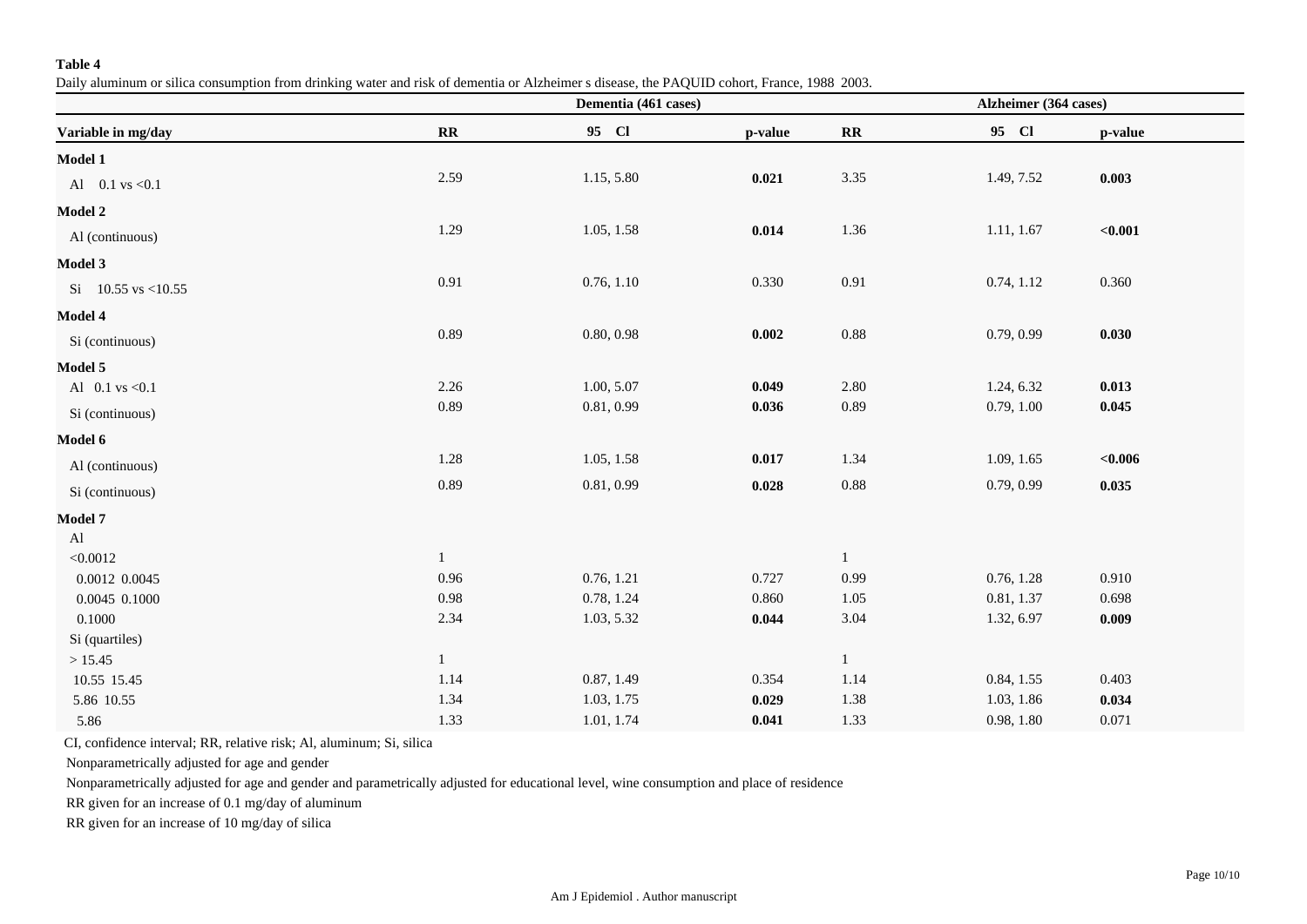**Table 4**

Daily aluminum or silica consumption from drinking water and risk of dementia or Alzheimer s disease, the PAQUID cohort, France, 1988 2003.

| | Dementia (461 cases) | | | Alzheimer (364 cases) | | |
|---|---|---|---|---|---|---|
| **Variable in mg/day** | **RR** | **95 CI** | **p-value** | **RR** | **95 CI** | **p-value** |
| **Model 1** | | | | | | |
| Al 0.1 vs <0.1 | 2.59 | 1.15, 5.80 | **0.021** | 3.35 | 1.49, 7.52 | **0.003** |
| **Model 2** | | | | | | |
| Al (continuous) | 1.29 | 1.05, 1.58 | **0.014** | 1.36 | 1.11, 1.67 | **<0.001** |
| **Model 3** | | | | | | |
| Si 10.55 vs <10.55 | 0.91 | 0.76, 1.10 | 0.330 | 0.91 | 0.74, 1.12 | 0.360 |
| **Model 4** | | | | | | |
| Si (continuous) | 0.89 | 0.80, 0.98 | **0.002** | 0.88 | 0.79, 0.99 | **0.030** |
| **Model 5** | | | | | | |
| Al 0.1 vs <0.1 | 2.26 | 1.00, 5.07 | **0.049** | 2.80 | 1.24, 6.32 | **0.013** |
| Si (continuous) | 0.89 | 0.81, 0.99 | **0.036** | 0.89 | 0.79, 1.00 | **0.045** |
| **Model 6** | | | | | | |
| Al (continuous) | 1.28 | 1.05, 1.58 | **0.017** | 1.34 | 1.09, 1.65 | **<0.006** |
| Si (continuous) | 0.89 | 0.81, 0.99 | **0.028** | 0.88 | 0.79, 0.99 | **0.035** |
| **Model 7** | | | | | | |
| Al | | | | | | |
| <0.0012 | 1 | | | 1 | | |
| 0.0012 0.0045 | 0.96 | 0.76, 1.21 | 0.727 | 0.99 | 0.76, 1.28 | 0.910 |
| 0.0045 0.1000 | 0.98 | 0.78, 1.24 | 0.860 | 1.05 | 0.81, 1.37 | 0.698 |
| 0.1000 | 2.34 | 1.03, 5.32 | **0.044** | 3.04 | 1.32, 6.97 | **0.009** |
| Si (quartiles) | | | | | | |
| > 15.45 | 1 | | | 1 | | |
| 10.55 15.45 | 1.14 | 0.87, 1.49 | 0.354 | 1.14 | 0.84, 1.55 | 0.403 |
| 5.86 10.55 | 1.34 | 1.03, 1.75 | **0.029** | 1.38 | 1.03, 1.86 | **0.034** |
| 5.86 | 1.33 | 1.01, 1.74 | **0.041** | 1.33 | 0.98, 1.80 | 0.071 |

CI, confidence interval; RR, relative risk; Al, aluminum; Si, silica

Nonparametrically adjusted for age and gender

Nonparametrically adjusted for age and gender and parametrically adjusted for educational level, wine consumption and place of residence

RR given for an increase of 0.1 mg/day of aluminum

RR given for an increase of 10 mg/day of silica